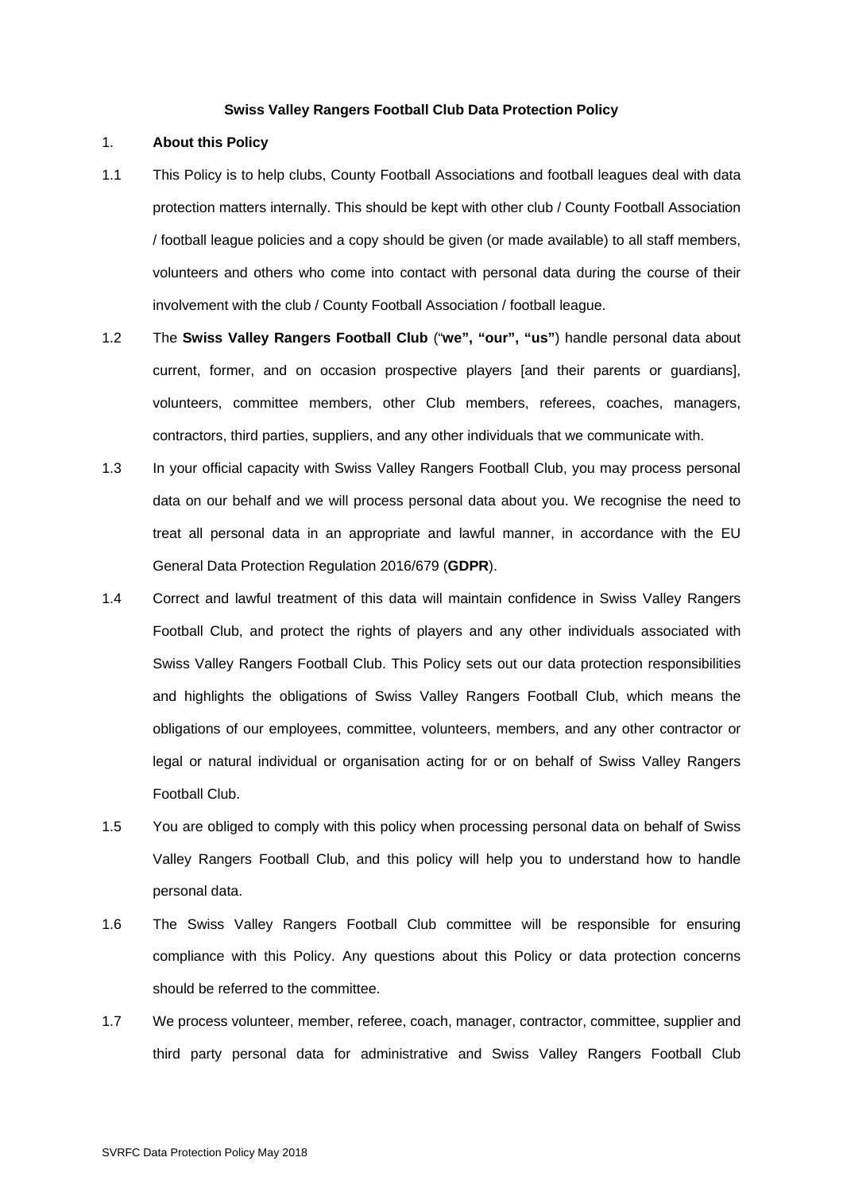# Swiss Valley Rangers Football Club Data Protection Policy

## 1. About this Policy

1.1 This Policy is to help clubs, County Football Associations and football leagues deal with data protection matters internally. This should be kept with other club / County Football Association / football league policies and a copy should be given (or made available) to all staff members, volunteers and others who come into contact with personal data during the course of their involvement with the club / County Football Association / football league.

1.2 The **Swiss Valley Rangers Football Club** ("**we", "our", "us"**) handle personal data about current, former, and on occasion prospective players [and their parents or guardians], volunteers, committee members, other Club members, referees, coaches, managers, contractors, third parties, suppliers, and any other individuals that we communicate with.

1.3 In your official capacity with Swiss Valley Rangers Football Club, you may process personal data on our behalf and we will process personal data about you. We recognise the need to treat all personal data in an appropriate and lawful manner, in accordance with the EU General Data Protection Regulation 2016/679 (**GDPR**).

1.4 Correct and lawful treatment of this data will maintain confidence in Swiss Valley Rangers Football Club, and protect the rights of players and any other individuals associated with Swiss Valley Rangers Football Club. This Policy sets out our data protection responsibilities and highlights the obligations of Swiss Valley Rangers Football Club, which means the obligations of our employees, committee, volunteers, members, and any other contractor or legal or natural individual or organisation acting for or on behalf of Swiss Valley Rangers Football Club.

1.5 You are obliged to comply with this policy when processing personal data on behalf of Swiss Valley Rangers Football Club, and this policy will help you to understand how to handle personal data.

1.6 The Swiss Valley Rangers Football Club committee will be responsible for ensuring compliance with this Policy. Any questions about this Policy or data protection concerns should be referred to the committee.

1.7 We process volunteer, member, referee, coach, manager, contractor, committee, supplier and third party personal data for administrative and Swiss Valley Rangers Football Club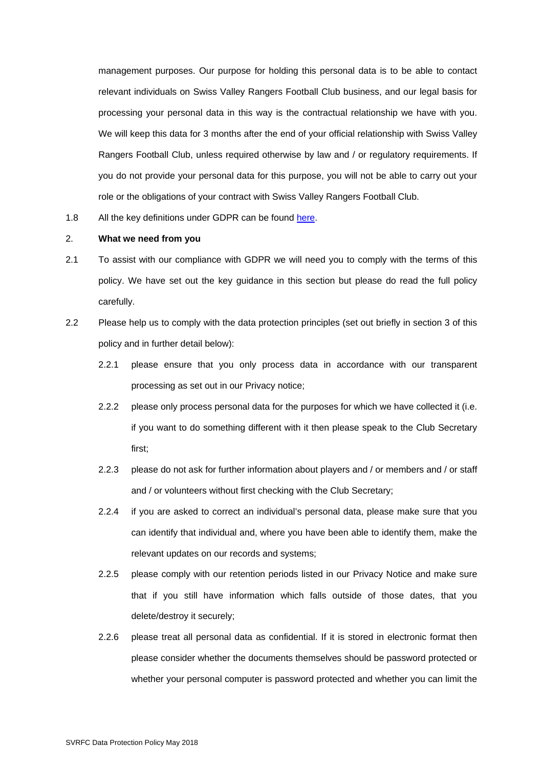management purposes. Our purpose for holding this personal data is to be able to contact relevant individuals on Swiss Valley Rangers Football Club business, and our legal basis for processing your personal data in this way is the contractual relationship we have with you. We will keep this data for 3 months after the end of your official relationship with Swiss Valley Rangers Football Club, unless required otherwise by law and / or regulatory requirements. If you do not provide your personal data for this purpose, you will not be able to carry out your role or the obligations of your contract with Swiss Valley Rangers Football Club.

1.8 All the key definitions under GDPR can be found here.

2. **What we need from you**

2.1 To assist with our compliance with GDPR we will need you to comply with the terms of this policy. We have set out the key guidance in this section but please do read the full policy carefully.

2.2 Please help us to comply with the data protection principles (set out briefly in section 3 of this policy and in further detail below):

2.2.1 please ensure that you only process data in accordance with our transparent processing as set out in our Privacy notice;

2.2.2 please only process personal data for the purposes for which we have collected it (i.e. if you want to do something different with it then please speak to the Club Secretary first;

2.2.3 please do not ask for further information about players and / or members and / or staff and / or volunteers without first checking with the Club Secretary;

2.2.4 if you are asked to correct an individual's personal data, please make sure that you can identify that individual and, where you have been able to identify them, make the relevant updates on our records and systems;

2.2.5 please comply with our retention periods listed in our Privacy Notice and make sure that if you still have information which falls outside of those dates, that you delete/destroy it securely;

2.2.6 please treat all personal data as confidential. If it is stored in electronic format then please consider whether the documents themselves should be password protected or whether your personal computer is password protected and whether you can limit the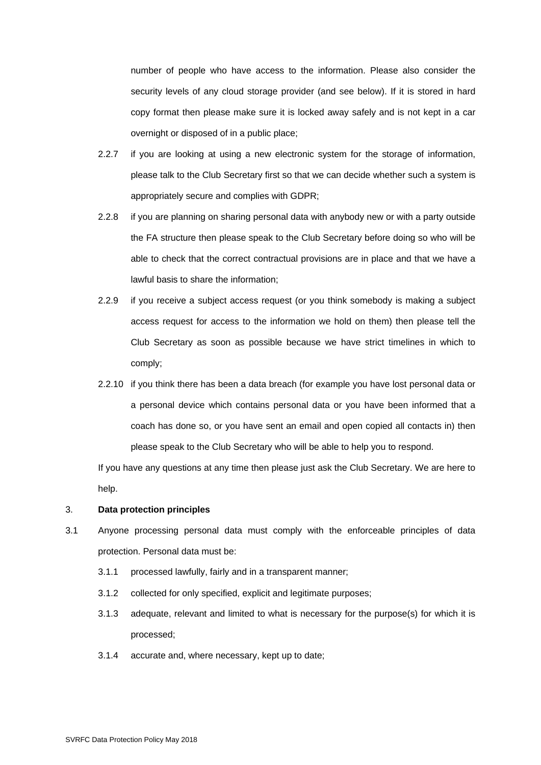number of people who have access to the information. Please also consider the security levels of any cloud storage provider (and see below). If it is stored in hard copy format then please make sure it is locked away safely and is not kept in a car overnight or disposed of in a public place;

2.2.7 if you are looking at using a new electronic system for the storage of information, please talk to the Club Secretary first so that we can decide whether such a system is appropriately secure and complies with GDPR;

2.2.8 if you are planning on sharing personal data with anybody new or with a party outside the FA structure then please speak to the Club Secretary before doing so who will be able to check that the correct contractual provisions are in place and that we have a lawful basis to share the information;

2.2.9 if you receive a subject access request (or you think somebody is making a subject access request for access to the information we hold on them) then please tell the Club Secretary as soon as possible because we have strict timelines in which to comply;

2.2.10 if you think there has been a data breach (for example you have lost personal data or a personal device which contains personal data or you have been informed that a coach has done so, or you have sent an email and open copied all contacts in) then please speak to the Club Secretary who will be able to help you to respond.

If you have any questions at any time then please just ask the Club Secretary. We are here to help.

## 3. Data protection principles

3.1 Anyone processing personal data must comply with the enforceable principles of data protection. Personal data must be:

3.1.1 processed lawfully, fairly and in a transparent manner;

3.1.2 collected for only specified, explicit and legitimate purposes;

3.1.3 adequate, relevant and limited to what is necessary for the purpose(s) for which it is processed;

3.1.4 accurate and, where necessary, kept up to date;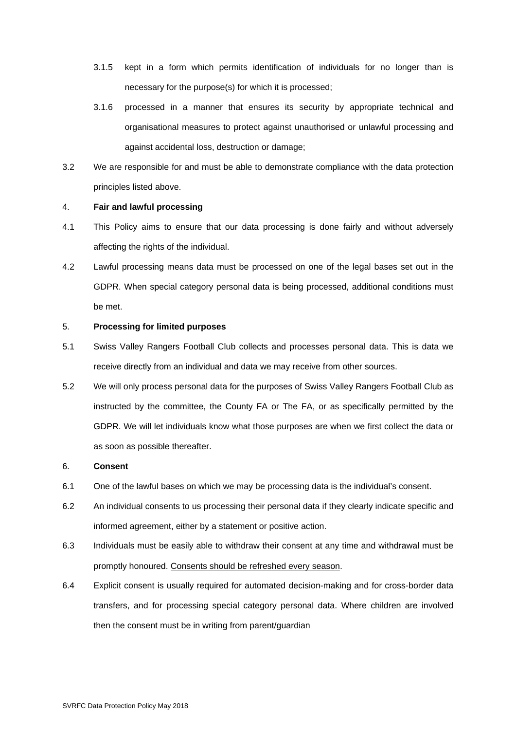3.1.5 kept in a form which permits identification of individuals for no longer than is necessary for the purpose(s) for which it is processed;

3.1.6 processed in a manner that ensures its security by appropriate technical and organisational measures to protect against unauthorised or unlawful processing and against accidental loss, destruction or damage;

3.2 We are responsible for and must be able to demonstrate compliance with the data protection principles listed above.

4. **Fair and lawful processing**

4.1 This Policy aims to ensure that our data processing is done fairly and without adversely affecting the rights of the individual.

4.2 Lawful processing means data must be processed on one of the legal bases set out in the GDPR. When special category personal data is being processed, additional conditions must be met.

5. **Processing for limited purposes**

5.1 Swiss Valley Rangers Football Club collects and processes personal data. This is data we receive directly from an individual and data we may receive from other sources.

5.2 We will only process personal data for the purposes of Swiss Valley Rangers Football Club as instructed by the committee, the County FA or The FA, or as specifically permitted by the GDPR. We will let individuals know what those purposes are when we first collect the data or as soon as possible thereafter.

6. **Consent**

6.1 One of the lawful bases on which we may be processing data is the individual's consent.

6.2 An individual consents to us processing their personal data if they clearly indicate specific and informed agreement, either by a statement or positive action.

6.3 Individuals must be easily able to withdraw their consent at any time and withdrawal must be promptly honoured. Consents should be refreshed every season.

6.4 Explicit consent is usually required for automated decision-making and for cross-border data transfers, and for processing special category personal data. Where children are involved then the consent must be in writing from parent/guardian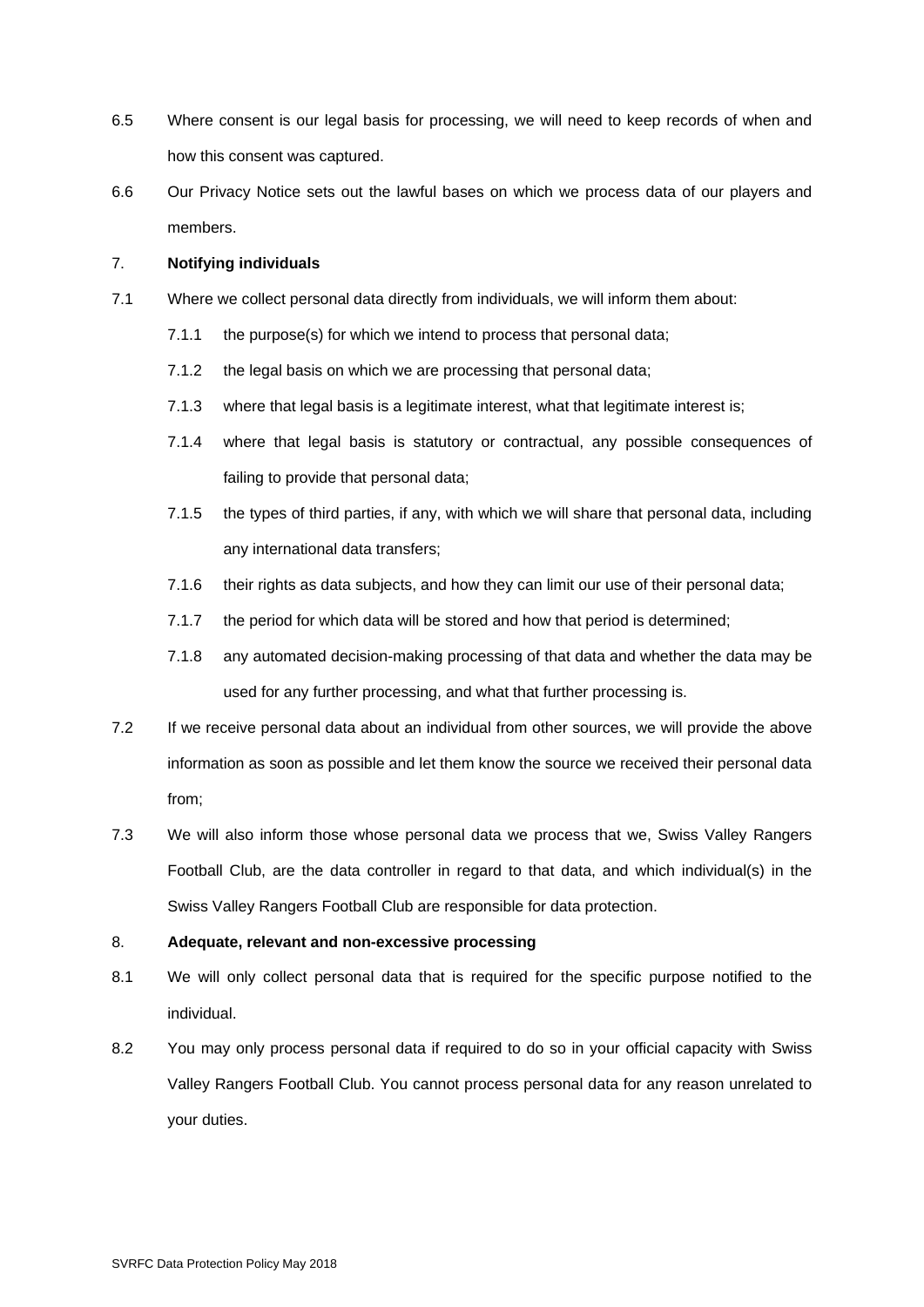6.5 Where consent is our legal basis for processing, we will need to keep records of when and how this consent was captured.

6.6 Our Privacy Notice sets out the lawful bases on which we process data of our players and members.

7. **Notifying individuals**

7.1 Where we collect personal data directly from individuals, we will inform them about:

7.1.1 the purpose(s) for which we intend to process that personal data;

7.1.2 the legal basis on which we are processing that personal data;

7.1.3 where that legal basis is a legitimate interest, what that legitimate interest is;

7.1.4 where that legal basis is statutory or contractual, any possible consequences of failing to provide that personal data;

7.1.5 the types of third parties, if any, with which we will share that personal data, including any international data transfers;

7.1.6 their rights as data subjects, and how they can limit our use of their personal data;

7.1.7 the period for which data will be stored and how that period is determined;

7.1.8 any automated decision-making processing of that data and whether the data may be used for any further processing, and what that further processing is.

7.2 If we receive personal data about an individual from other sources, we will provide the above information as soon as possible and let them know the source we received their personal data from;

7.3 We will also inform those whose personal data we process that we, Swiss Valley Rangers Football Club, are the data controller in regard to that data, and which individual(s) in the Swiss Valley Rangers Football Club are responsible for data protection.

8. **Adequate, relevant and non-excessive processing**

8.1 We will only collect personal data that is required for the specific purpose notified to the individual.

8.2 You may only process personal data if required to do so in your official capacity with Swiss Valley Rangers Football Club. You cannot process personal data for any reason unrelated to your duties.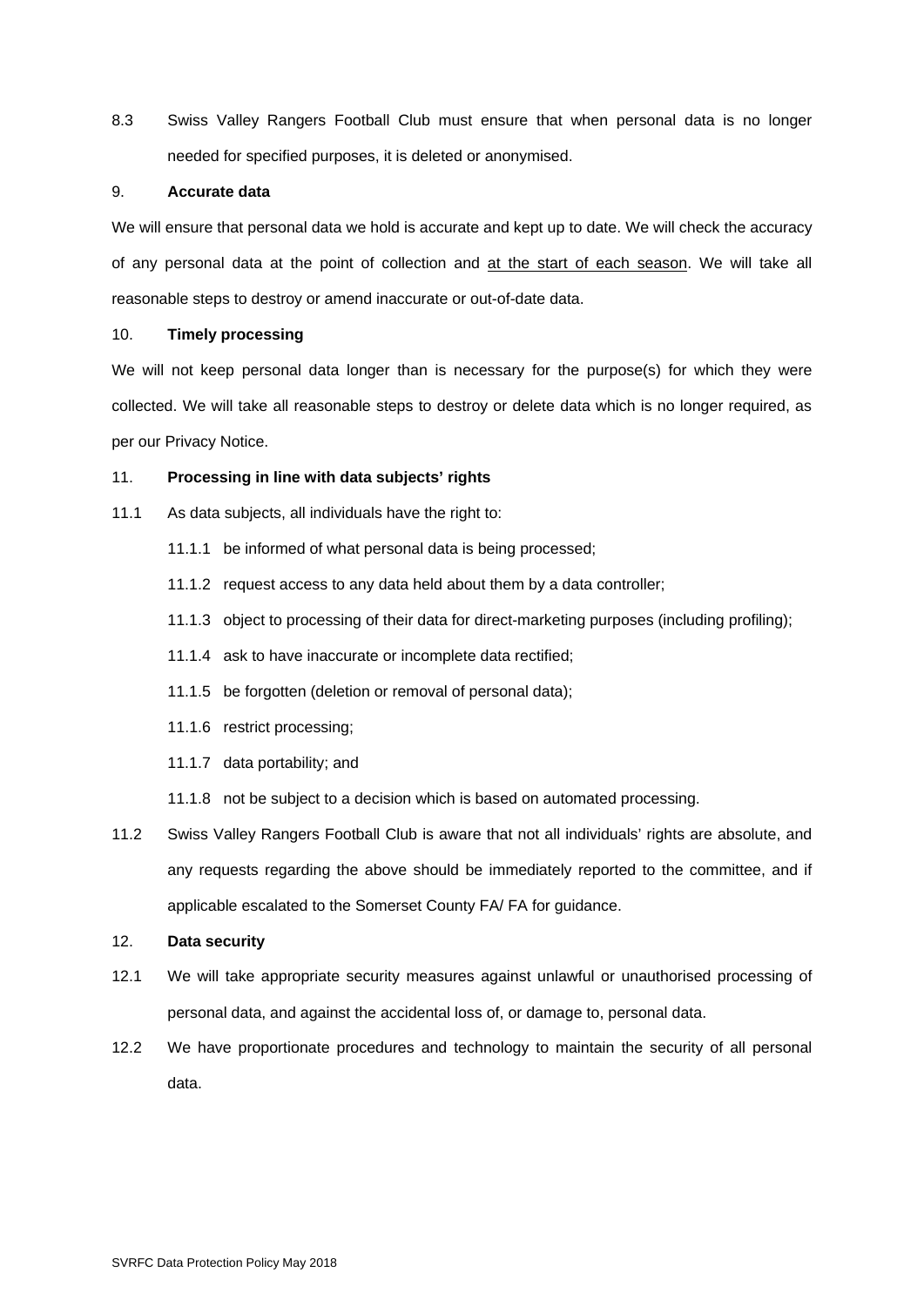8.3 Swiss Valley Rangers Football Club must ensure that when personal data is no longer needed for specified purposes, it is deleted or anonymised.

## 9. **Accurate data**

We will ensure that personal data we hold is accurate and kept up to date. We will check the accuracy of any personal data at the point of collection and <u>at the start of each season</u>. We will take all reasonable steps to destroy or amend inaccurate or out-of-date data.

## 10. **Timely processing**

We will not keep personal data longer than is necessary for the purpose(s) for which they were collected. We will take all reasonable steps to destroy or delete data which is no longer required, as per our Privacy Notice.

## 11. **Processing in line with data subjects' rights**

11.1 As data subjects, all individuals have the right to:

- 11.1.1 be informed of what personal data is being processed;
- 11.1.2 request access to any data held about them by a data controller;
- 11.1.3 object to processing of their data for direct-marketing purposes (including profiling);
- 11.1.4 ask to have inaccurate or incomplete data rectified;
- 11.1.5 be forgotten (deletion or removal of personal data);
- 11.1.6 restrict processing;
- 11.1.7 data portability; and
- 11.1.8 not be subject to a decision which is based on automated processing.

11.2 Swiss Valley Rangers Football Club is aware that not all individuals' rights are absolute, and any requests regarding the above should be immediately reported to the committee, and if applicable escalated to the Somerset County FA/ FA for guidance.

## 12. **Data security**

12.1 We will take appropriate security measures against unlawful or unauthorised processing of personal data, and against the accidental loss of, or damage to, personal data.

12.2 We have proportionate procedures and technology to maintain the security of all personal data.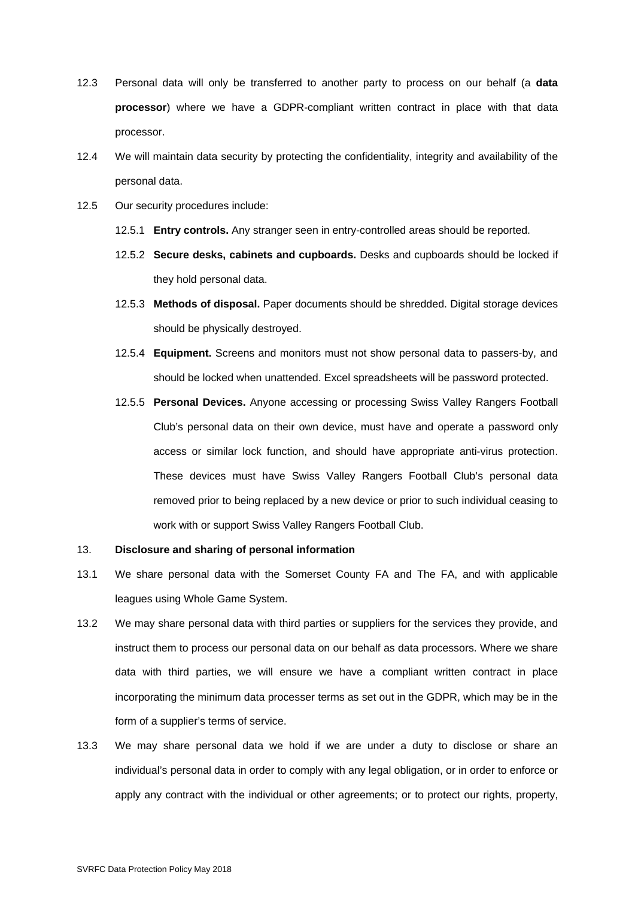12.3 Personal data will only be transferred to another party to process on our behalf (a **data processor**) where we have a GDPR-compliant written contract in place with that data processor.

12.4 We will maintain data security by protecting the confidentiality, integrity and availability of the personal data.

12.5 Our security procedures include:

12.5.1 **Entry controls.** Any stranger seen in entry-controlled areas should be reported.

12.5.2 **Secure desks, cabinets and cupboards.** Desks and cupboards should be locked if they hold personal data.

12.5.3 **Methods of disposal.** Paper documents should be shredded. Digital storage devices should be physically destroyed.

12.5.4 **Equipment.** Screens and monitors must not show personal data to passers-by, and should be locked when unattended. Excel spreadsheets will be password protected.

12.5.5 **Personal Devices.** Anyone accessing or processing Swiss Valley Rangers Football Club's personal data on their own device, must have and operate a password only access or similar lock function, and should have appropriate anti-virus protection. These devices must have Swiss Valley Rangers Football Club's personal data removed prior to being replaced by a new device or prior to such individual ceasing to work with or support Swiss Valley Rangers Football Club.

## 13. Disclosure and sharing of personal information

13.1 We share personal data with the Somerset County FA and The FA, and with applicable leagues using Whole Game System.

13.2 We may share personal data with third parties or suppliers for the services they provide, and instruct them to process our personal data on our behalf as data processors. Where we share data with third parties, we will ensure we have a compliant written contract in place incorporating the minimum data processer terms as set out in the GDPR, which may be in the form of a supplier's terms of service.

13.3 We may share personal data we hold if we are under a duty to disclose or share an individual's personal data in order to comply with any legal obligation, or in order to enforce or apply any contract with the individual or other agreements; or to protect our rights, property,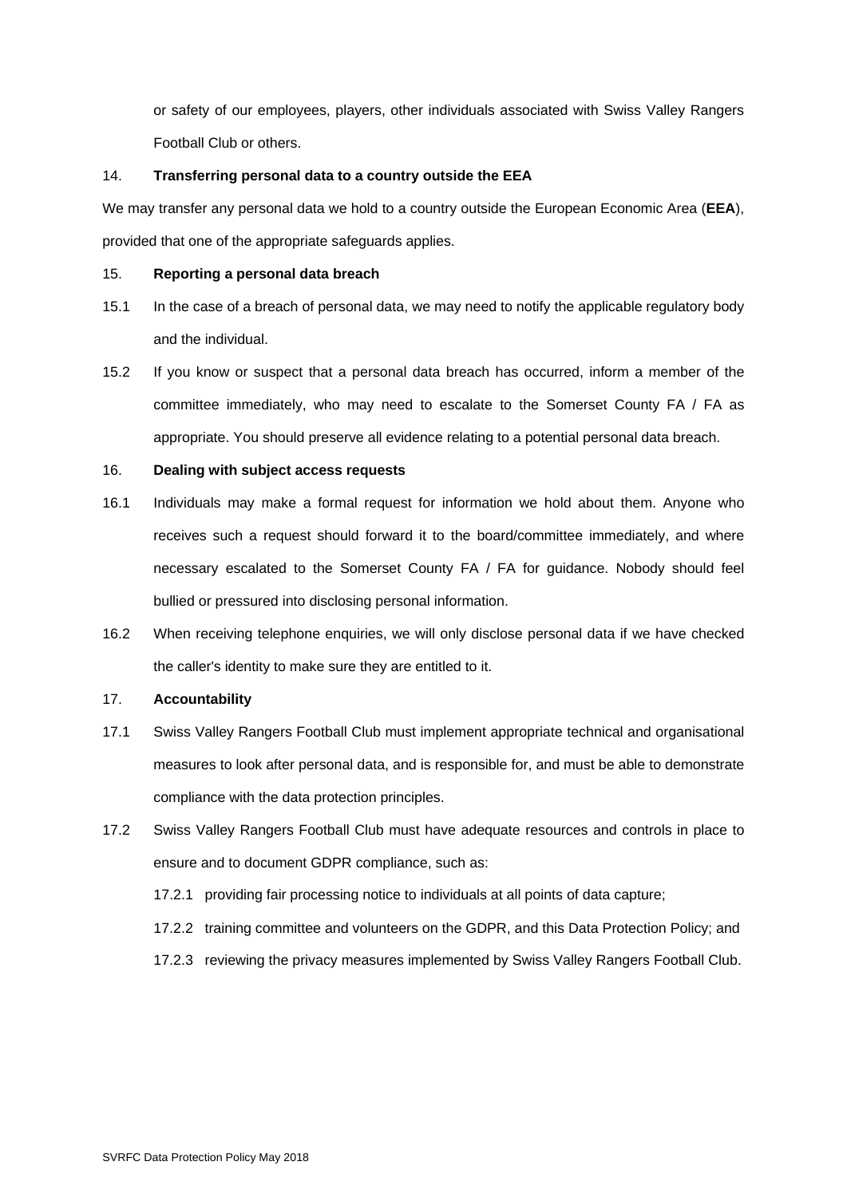or safety of our employees, players, other individuals associated with Swiss Valley Rangers Football Club or others.

## 14. Transferring personal data to a country outside the EEA

We may transfer any personal data we hold to a country outside the European Economic Area (**EEA**), provided that one of the appropriate safeguards applies.

## 15. Reporting a personal data breach

15.1 In the case of a breach of personal data, we may need to notify the applicable regulatory body and the individual.

15.2 If you know or suspect that a personal data breach has occurred, inform a member of the committee immediately, who may need to escalate to the Somerset County FA / FA as appropriate. You should preserve all evidence relating to a potential personal data breach.

## 16. Dealing with subject access requests

16.1 Individuals may make a formal request for information we hold about them. Anyone who receives such a request should forward it to the board/committee immediately, and where necessary escalated to the Somerset County FA / FA for guidance. Nobody should feel bullied or pressured into disclosing personal information.

16.2 When receiving telephone enquiries, we will only disclose personal data if we have checked the caller's identity to make sure they are entitled to it.

## 17. Accountability

17.1 Swiss Valley Rangers Football Club must implement appropriate technical and organisational measures to look after personal data, and is responsible for, and must be able to demonstrate compliance with the data protection principles.

17.2 Swiss Valley Rangers Football Club must have adequate resources and controls in place to ensure and to document GDPR compliance, such as:

17.2.1 providing fair processing notice to individuals at all points of data capture;

17.2.2 training committee and volunteers on the GDPR, and this Data Protection Policy; and

17.2.3 reviewing the privacy measures implemented by Swiss Valley Rangers Football Club.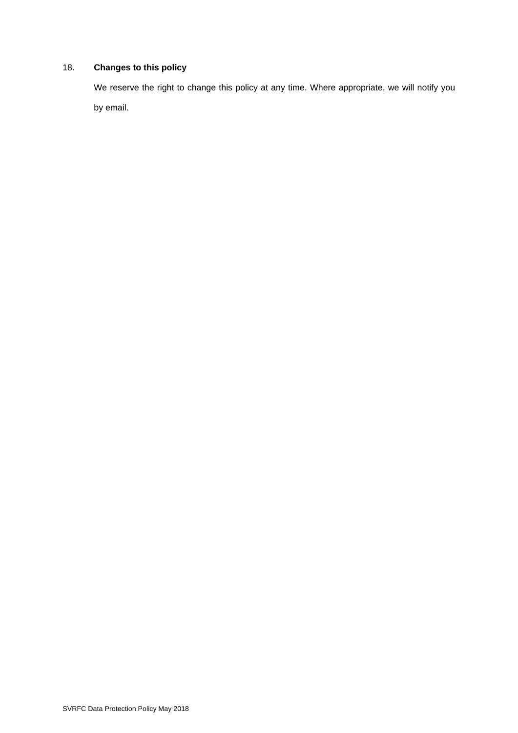## 18. Changes to this policy

We reserve the right to change this policy at any time. Where appropriate, we will notify you by email.